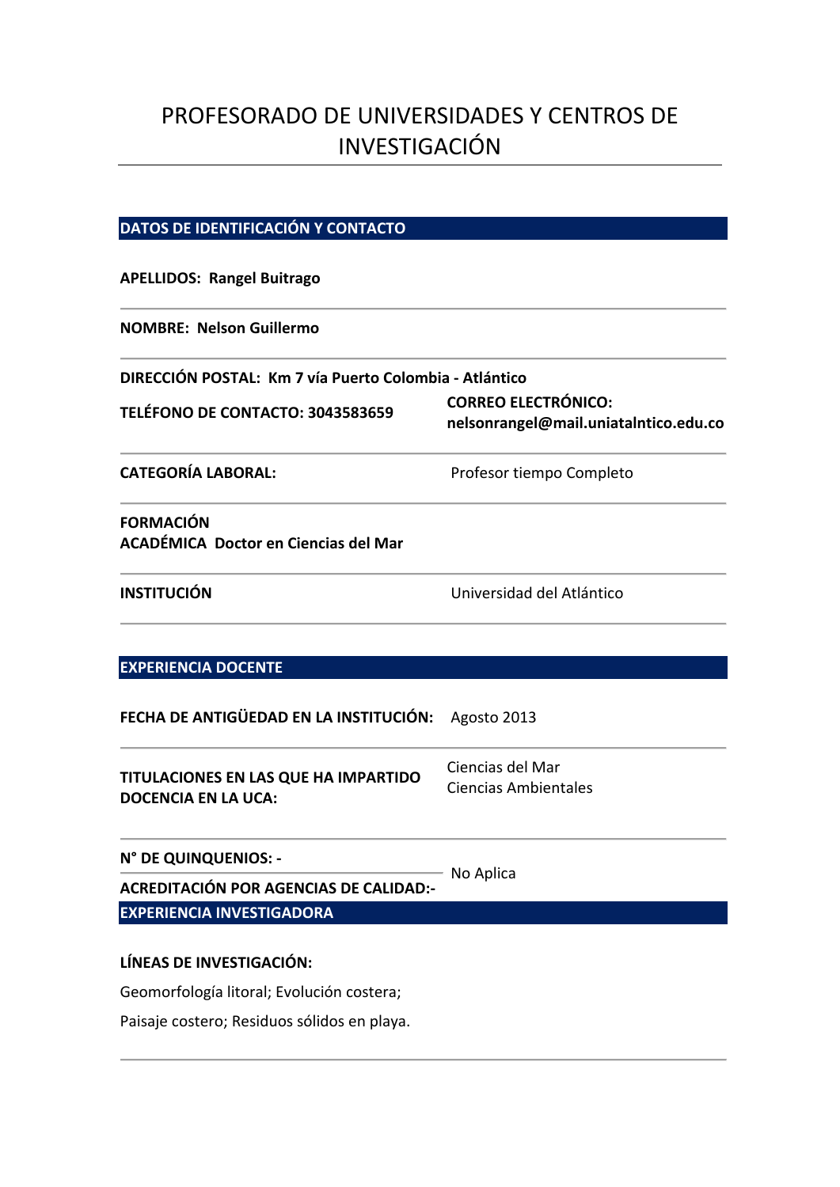# PROFESORADO DE UNIVERSIDADES Y CENTROS DE INVESTIGACIÓN

## DATOS DE IDENTIFICACIÓN Y CONTACTO

**APELLIDOS: Rangel Buitrago**

**NOMBRE: Nelson Guillermo**

**DIRECCIÓN POSTAL: Km 7 vía Puerto Colombia - Atlántico**

**TELÉFONO DE CONTACTO: 3043583659**

**CORREO ELECTRÓNICO: nelsonrangel@mail.uniatalntico.edu.co**

**CATEGORÍA LABORAL:** Profesor tiempo Completo

**FORMACIÓN ACADÉMICA Doctor en Ciencias del Mar**

**INSTITUCIÓN** Universidad del Atlántico

## EXPERIENCIA DOCENTE

**FECHA DE ANTIGÜEDAD EN LA INSTITUCIÓN:** Agosto 2013

**TITULACIONES EN LAS QUE HA IMPARTIDO DOCENCIA EN LA UCA:**
Ciencias del Mar
Ciencias Ambientales

**N° DE QUINQUENIOS: -**

**ACREDITACIÓN POR AGENCIAS DE CALIDAD:-** No Aplica

## EXPERIENCIA INVESTIGADORA

**LÍNEAS DE INVESTIGACIÓN:**

Geomorfología litoral; Evolución costera;

Paisaje costero; Residuos sólidos en playa.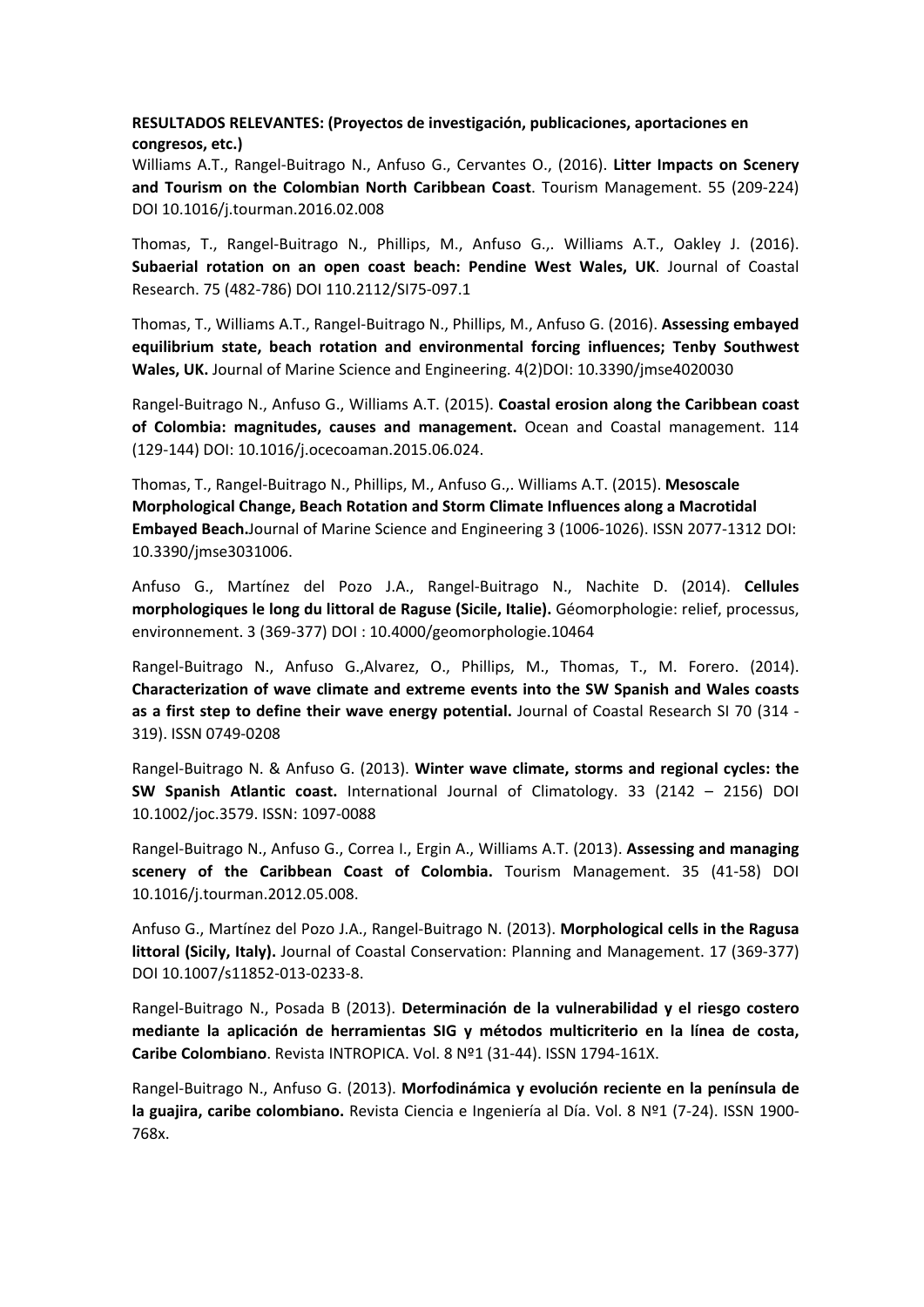**RESULTADOS RELEVANTES: (Proyectos de investigación, publicaciones, aportaciones en congresos, etc.)**

Williams A.T., Rangel-Buitrago N., Anfuso G., Cervantes O., (2016). **Litter Impacts on Scenery and Tourism on the Colombian North Caribbean Coast**. Tourism Management. 55 (209-224) DOI 10.1016/j.tourman.2016.02.008

Thomas, T., Rangel-Buitrago N., Phillips, M., Anfuso G.,. Williams A.T., Oakley J. (2016). **Subaerial rotation on an open coast beach: Pendine West Wales, UK**. Journal of Coastal Research. 75 (482-786) DOI 110.2112/SI75-097.1

Thomas, T., Williams A.T., Rangel-Buitrago N., Phillips, M., Anfuso G. (2016). **Assessing embayed equilibrium state, beach rotation and environmental forcing influences; Tenby Southwest Wales, UK.** Journal of Marine Science and Engineering. 4(2)DOI: 10.3390/jmse4020030

Rangel-Buitrago N., Anfuso G., Williams A.T. (2015). **Coastal erosion along the Caribbean coast of Colombia: magnitudes, causes and management.** Ocean and Coastal management. 114 (129-144) DOI: 10.1016/j.ocecoaman.2015.06.024.

Thomas, T., Rangel-Buitrago N., Phillips, M., Anfuso G.,. Williams A.T. (2015). **Mesoscale Morphological Change, Beach Rotation and Storm Climate Influences along a Macrotidal Embayed Beach.**Journal of Marine Science and Engineering 3 (1006-1026). ISSN 2077-1312 DOI: 10.3390/jmse3031006.

Anfuso G., Martínez del Pozo J.A., Rangel-Buitrago N., Nachite D. (2014). **Cellules morphologiques le long du littoral de Raguse (Sicile, Italie).** Géomorphologie: relief, processus, environnement. 3 (369-377) DOI : 10.4000/geomorphologie.10464

Rangel-Buitrago N., Anfuso G.,Alvarez, O., Phillips, M., Thomas, T., M. Forero. (2014). **Characterization of wave climate and extreme events into the SW Spanish and Wales coasts as a first step to define their wave energy potential.** Journal of Coastal Research SI 70 (314 - 319). ISSN 0749-0208

Rangel-Buitrago N. & Anfuso G. (2013). **Winter wave climate, storms and regional cycles: the SW Spanish Atlantic coast.** International Journal of Climatology. 33 (2142 – 2156) DOI 10.1002/joc.3579. ISSN: 1097-0088

Rangel-Buitrago N., Anfuso G., Correa I., Ergin A., Williams A.T. (2013). **Assessing and managing scenery of the Caribbean Coast of Colombia.** Tourism Management. 35 (41-58) DOI 10.1016/j.tourman.2012.05.008.

Anfuso G., Martínez del Pozo J.A., Rangel-Buitrago N. (2013). **Morphological cells in the Ragusa littoral (Sicily, Italy).** Journal of Coastal Conservation: Planning and Management. 17 (369-377) DOI 10.1007/s11852-013-0233-8.

Rangel-Buitrago N., Posada B (2013). **Determinación de la vulnerabilidad y el riesgo costero mediante la aplicación de herramientas SIG y métodos multicriterio en la línea de costa, Caribe Colombiano**. Revista INTROPICA. Vol. 8 Nº1 (31-44). ISSN 1794-161X.

Rangel-Buitrago N., Anfuso G. (2013). **Morfodinámica y evolución reciente en la península de la guajira, caribe colombiano.** Revista Ciencia e Ingeniería al Día. Vol. 8 Nº1 (7-24). ISSN 1900-768x.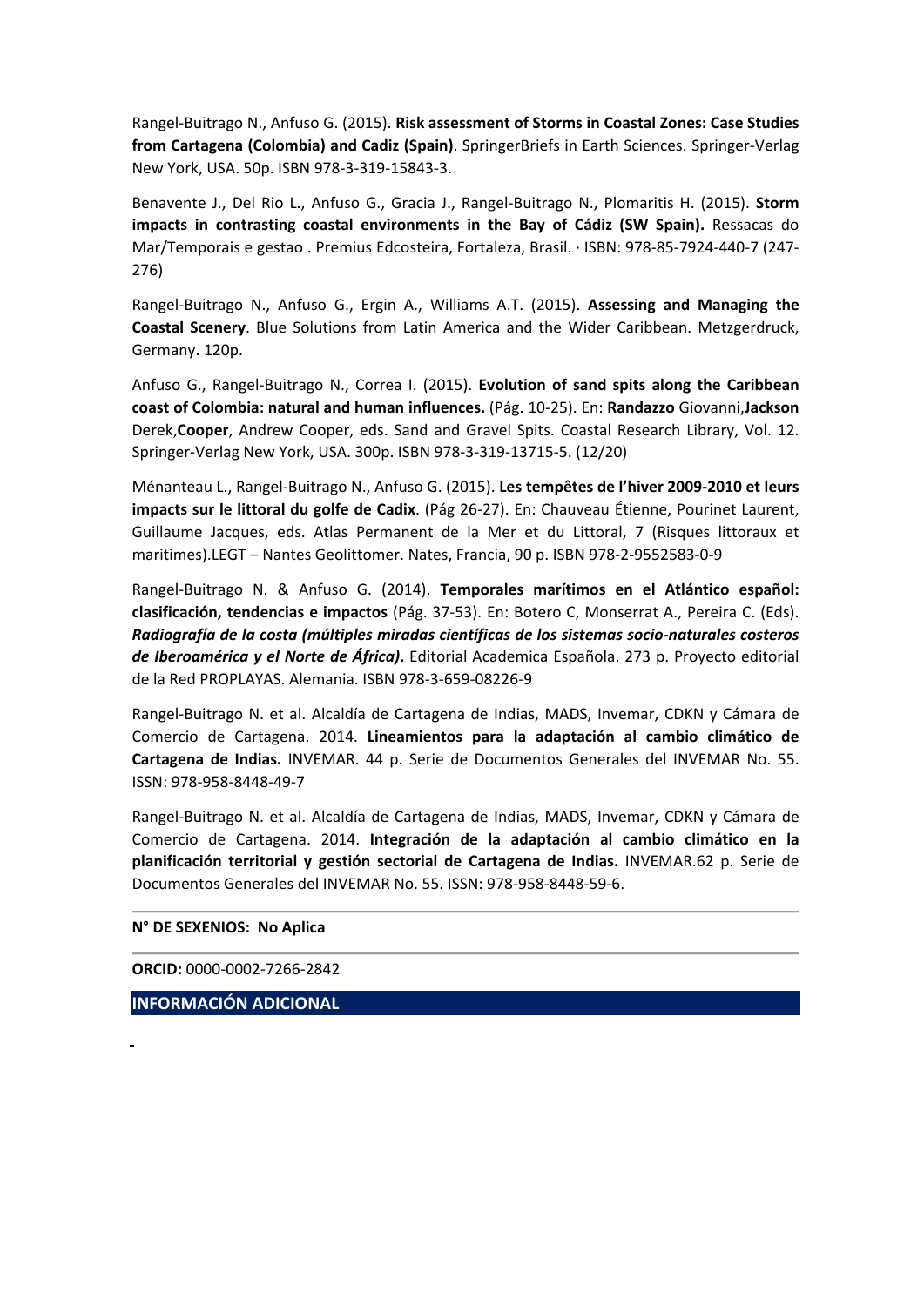Rangel-Buitrago N., Anfuso G. (2015). **Risk assessment of Storms in Coastal Zones: Case Studies from Cartagena (Colombia) and Cadiz (Spain)**. SpringerBriefs in Earth Sciences. Springer-Verlag New York, USA. 50p. ISBN 978-3-319-15843-3.

Benavente J., Del Rio L., Anfuso G., Gracia J., Rangel-Buitrago N., Plomaritis H. (2015). **Storm impacts in contrasting coastal environments in the Bay of Cádiz (SW Spain).** Ressacas do Mar/Temporais e gestao . Premius Edcosteira, Fortaleza, Brasil. · ISBN: 978-85-7924-440-7 (247-276)

Rangel-Buitrago N., Anfuso G., Ergin A., Williams A.T. (2015). **Assessing and Managing the Coastal Scenery**. Blue Solutions from Latin America and the Wider Caribbean. Metzgerdruck, Germany. 120p.

Anfuso G., Rangel-Buitrago N., Correa I. (2015). **Evolution of sand spits along the Caribbean coast of Colombia: natural and human influences.** (Pág. 10-25). En: **Randazzo** Giovanni,**Jackson** Derek,**Cooper**, Andrew Cooper, eds. Sand and Gravel Spits. Coastal Research Library, Vol. 12. Springer-Verlag New York, USA. 300p. ISBN 978-3-319-13715-5. (12/20)

Ménanteau L., Rangel-Buitrago N., Anfuso G. (2015). **Les tempêtes de l'hiver 2009-2010 et leurs impacts sur le littoral du golfe de Cadix**. (Pág 26-27). En: Chauveau Étienne, Pourinet Laurent, Guillaume Jacques, eds. Atlas Permanent de la Mer et du Littoral, 7 (Risques littoraux et maritimes).LEGT – Nantes Geolittomer. Nates, Francia, 90 p. ISBN 978-2-9552583-0-9

Rangel-Buitrago N. & Anfuso G. (2014). **Temporales marítimos en el Atlántico español: clasificación, tendencias e impactos** (Pág. 37-53). En: Botero C, Monserrat A., Pereira C. (Eds). ***Radiografía de la costa (múltiples miradas científicas de los sistemas socio-naturales costeros de Iberoamérica y el Norte de África).*** Editorial Academica Española. 273 p. Proyecto editorial de la Red PROPLAYAS. Alemania. ISBN 978-3-659-08226-9

Rangel-Buitrago N. et al. Alcaldía de Cartagena de Indias, MADS, Invemar, CDKN y Cámara de Comercio de Cartagena. 2014. **Lineamientos para la adaptación al cambio climático de Cartagena de Indias.** INVEMAR. 44 p. Serie de Documentos Generales del INVEMAR No. 55. ISSN: 978-958-8448-49-7

Rangel-Buitrago N. et al. Alcaldía de Cartagena de Indias, MADS, Invemar, CDKN y Cámara de Comercio de Cartagena. 2014. **Integración de la adaptación al cambio climático en la planificación territorial y gestión sectorial de Cartagena de Indias.** INVEMAR.62 p. Serie de Documentos Generales del INVEMAR No. 55. ISSN: 978-958-8448-59-6.

---

**N° DE SEXENIOS: No Aplica**

---

**ORCID:** 0000-0002-7266-2842

## INFORMACIÓN ADICIONAL

-